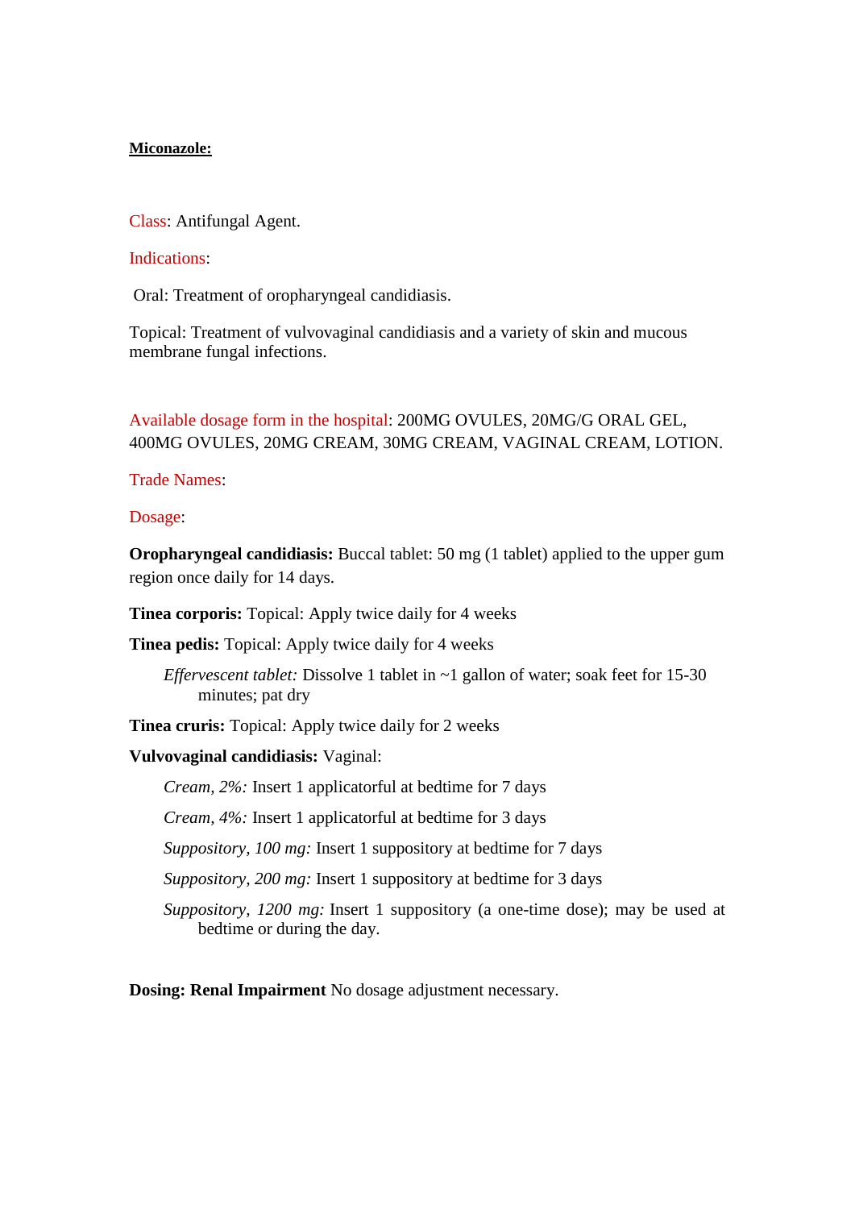**Miconazole:**

Class: Antifungal Agent.

Indications:

Oral: Treatment of oropharyngeal candidiasis.

Topical: Treatment of vulvovaginal candidiasis and a variety of skin and mucous membrane fungal infections.

Available dosage form in the hospital: 200MG OVULES, 20MG/G ORAL GEL, 400MG OVULES, 20MG CREAM, 30MG CREAM, VAGINAL CREAM, LOTION.

Trade Names:

Dosage:

**Oropharyngeal candidiasis:** Buccal tablet: 50 mg (1 tablet) applied to the upper gum region once daily for 14 days.

**Tinea corporis:** Topical: Apply twice daily for 4 weeks

**Tinea pedis:** Topical: Apply twice daily for 4 weeks

*Effervescent tablet:* Dissolve 1 tablet in ~1 gallon of water; soak feet for 15-30 minutes; pat dry

**Tinea cruris:** Topical: Apply twice daily for 2 weeks

**Vulvovaginal candidiasis:** Vaginal:

*Cream, 2%:* Insert 1 applicatorful at bedtime for 7 days

*Cream, 4%:* Insert 1 applicatorful at bedtime for 3 days

*Suppository, 100 mg:* Insert 1 suppository at bedtime for 7 days

*Suppository, 200 mg:* Insert 1 suppository at bedtime for 3 days

*Suppository, 1200 mg:* Insert 1 suppository (a one-time dose); may be used at bedtime or during the day.

**Dosing: Renal Impairment** No dosage adjustment necessary.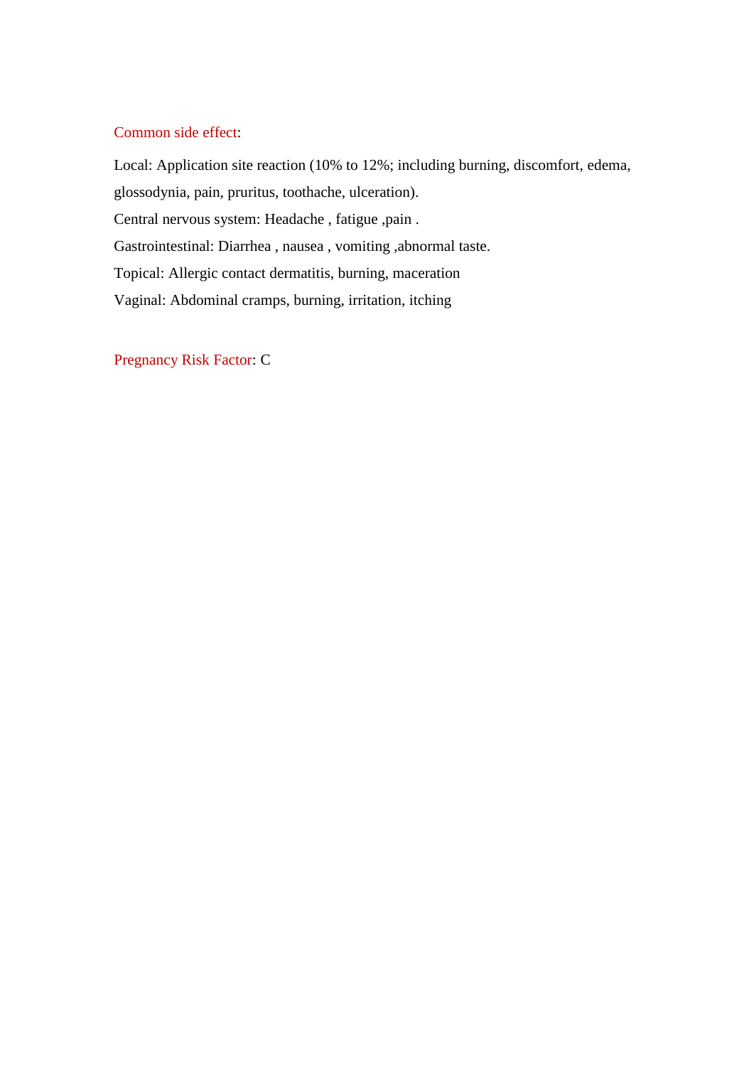Common side effect:

Local: Application site reaction (10% to 12%; including burning, discomfort, edema, glossodynia, pain, pruritus, toothache, ulceration).

Central nervous system: Headache , fatigue ,pain .

Gastrointestinal: Diarrhea , nausea , vomiting ,abnormal taste.

Topical: Allergic contact dermatitis, burning, maceration

Vaginal: Abdominal cramps, burning, irritation, itching

Pregnancy Risk Factor: C